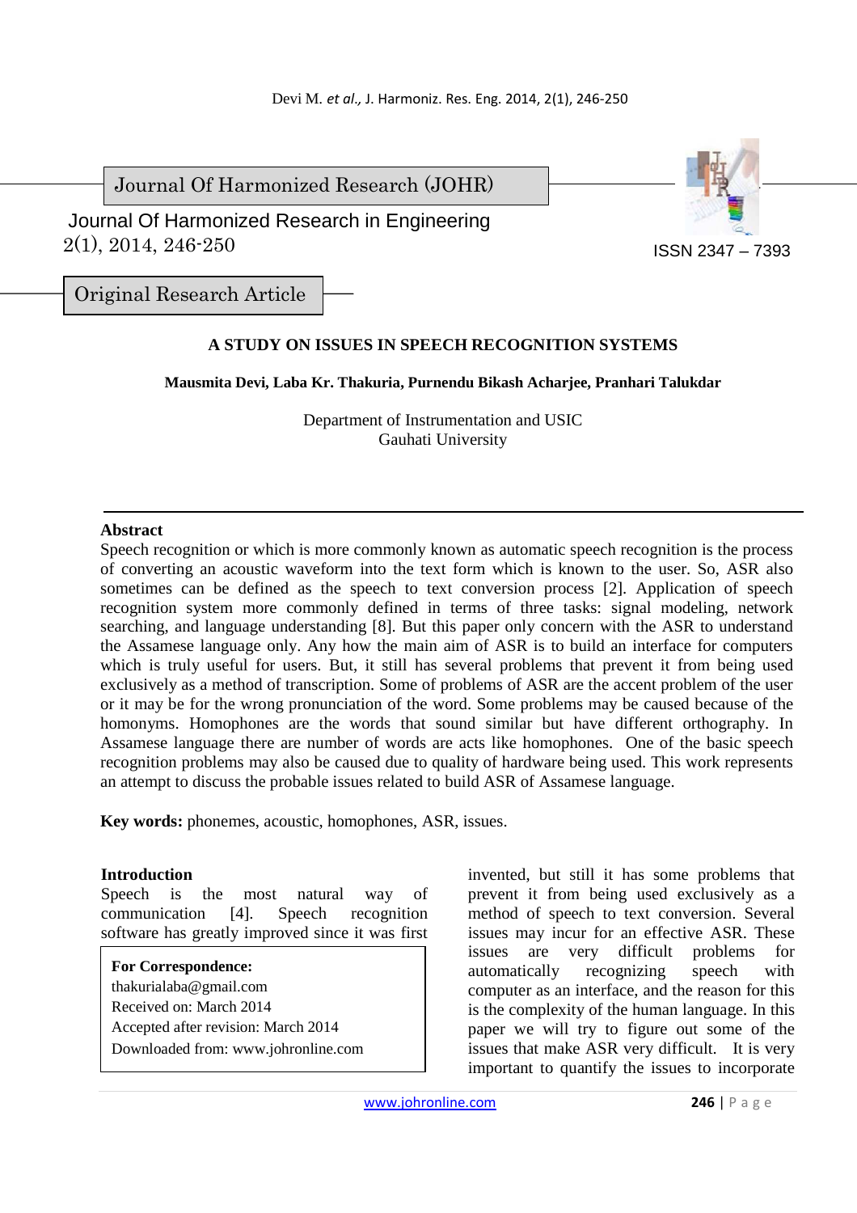Journal Of Harmonized Research (JOHR)

Journal Of Harmonized Research in Engineering
2(1), 2014, 246-250

ISSN 2347 – 7393

Original Research Article

# A STUDY ON ISSUES IN SPEECH RECOGNITION SYSTEMS

**Mausmita Devi, Laba Kr. Thakuria, Purnendu Bikash Acharjee, Pranhari Talukdar**

Department of Instrumentation and USIC
Gauhati University

## Abstract

Speech recognition or which is more commonly known as automatic speech recognition is the process of converting an acoustic waveform into the text form which is known to the user. So, ASR also sometimes can be defined as the speech to text conversion process [2]. Application of speech recognition system more commonly defined in terms of three tasks: signal modeling, network searching, and language understanding [8]. But this paper only concern with the ASR to understand the Assamese language only. Any how the main aim of ASR is to build an interface for computers which is truly useful for users. But, it still has several problems that prevent it from being used exclusively as a method of transcription. Some of problems of ASR are the accent problem of the user or it may be for the wrong pronunciation of the word. Some problems may be caused because of the homonyms. Homophones are the words that sound similar but have different orthography. In Assamese language there are number of words are acts like homophones. One of the basic speech recognition problems may also be caused due to quality of hardware being used. This work represents an attempt to discuss the probable issues related to build ASR of Assamese language.

**Key words:** phonemes, acoustic, homophones, ASR, issues.

## Introduction

Speech is the most natural way of communication [4]. Speech recognition software has greatly improved since it was first invented, but still it has some problems that prevent it from being used exclusively as a method of speech to text conversion. Several issues may incur for an effective ASR. These issues are very difficult problems for automatically recognizing speech with computer as an interface, and the reason for this is the complexity of the human language. In this paper we will try to figure out some of the issues that make ASR very difficult. It is very important to quantify the issues to incorporate

**For Correspondence:**
thakurialaba@gmail.com
Received on: March 2014
Accepted after revision: March 2014
Downloaded from: www.johronline.com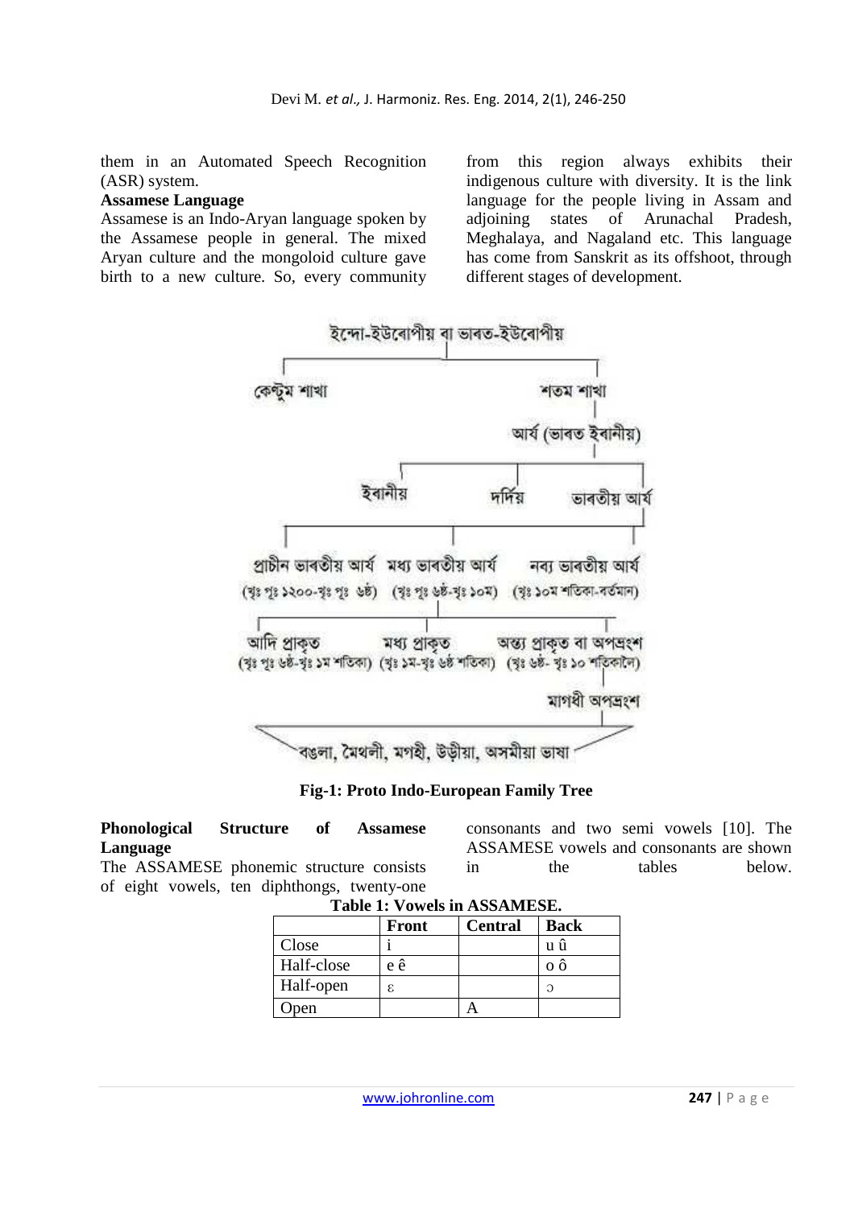them in an Automated Speech Recognition (ASR) system.

**Assamese Language**

Assamese is an Indo-Aryan language spoken by the Assamese people in general. The mixed Aryan culture and the mongoloid culture gave birth to a new culture. So, every community from this region always exhibits their indigenous culture with diversity. It is the link language for the people living in Assam and adjoining states of Arunachal Pradesh, Meghalaya, and Nagaland etc. This language has come from Sanskrit as its offshoot, through different stages of development.

ইন্দো-ইউৰোপীয় বা ভাৰত-ইউৰোপীয়

- কেন্টুম শাখা
- শতম শাখা
  - আৰ্য (ভাৰত ইৰানীয়)
    - ইৰানীয়
    - দৰ্দিয়
    - ভাৰতীয় আৰ্য
      - প্ৰাচীন ভাৰতীয় আৰ্য (খৃঃ পূঃ ১২০০-খৃঃ পূঃ ৬ষ্ঠ)
      - মধ্য ভাৰতীয় আৰ্য (খৃঃ পূঃ ৬ষ্ঠ-খৃঃ ১০ম)
        - আদি প্ৰাকৃত (খৃঃ পূঃ ৬ষ্ঠ-খৃঃ ১ম শতিকা)
        - মধ্য প্ৰাকৃত (খৃঃ ১ম-খৃঃ ৬ষ্ঠ শতিকা)
        - অন্ত্য প্ৰাকৃত বা অপভ্ৰংশ (খৃঃ ৬ষ্ঠ- খৃঃ ১০ শতিকালৈ)
          - মাগধী অপভ্ৰংশ
            - বঙলা, মৈথলী, মগহী, উড়ীয়া, অসমীয়া ভাষা
      - নব্য ভাৰতীয় আৰ্য (খৃঃ ১০ম শতিকা-বৰ্তমান)

**Fig-1: Proto Indo-European Family Tree**

**Phonological Structure of Assamese Language**

The ASSAMESE phonemic structure consists of eight vowels, ten diphthongs, twenty-one consonants and two semi vowels [10]. The ASSAMESE vowels and consonants are shown in the tables below.

**Table 1: Vowels in ASSAMESE.**

| | Front | Central | Back |
|---|---|---|---|
| Close | i | | u û |
| Half-close | e ê | | o ô |
| Half-open | ε | | ɔ |
| Open | | A | |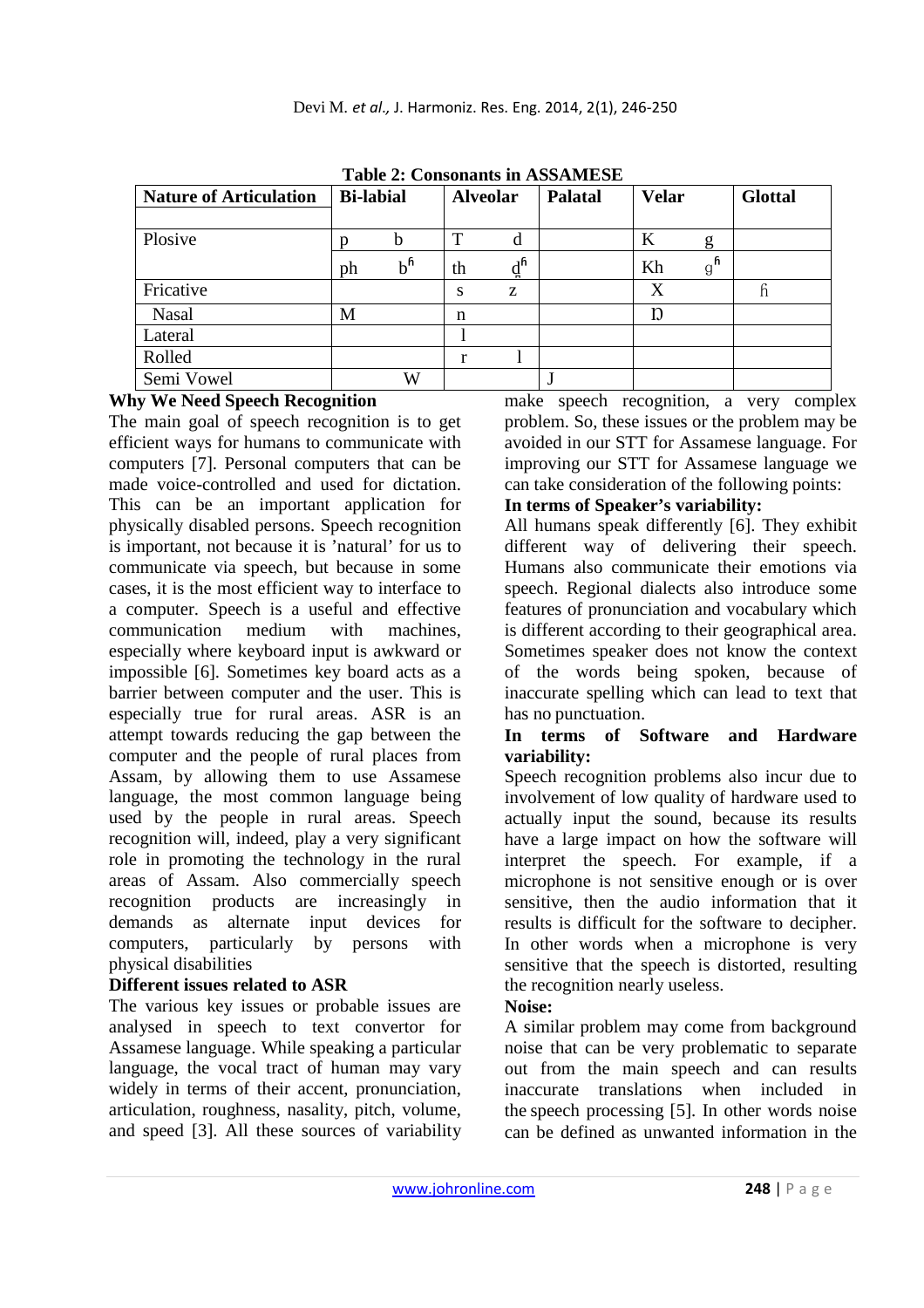**Table 2: Consonants in ASSAMESE**

| Nature of Articulation | Bi-labial | | Alveolar | | Palatal | Velar | | Glottal |
|---|---|---|---|---|---|---|---|---|
| Plosive | p | b | T | d | | K | g | |
| | ph | bɦ | th | d̪ɦ | | Kh | gɦ | |
| Fricative | | | s | z | | X | | ɦ |
| Nasal | M | | n | | | ŋ | | |
| Lateral | | | l | | | | | |
| Rolled | | | r | l | | | | |
| Semi Vowel | | W | | | J | | | |

**Why We Need Speech Recognition**

The main goal of speech recognition is to get efficient ways for humans to communicate with computers [7]. Personal computers that can be made voice-controlled and used for dictation. This can be an important application for physically disabled persons. Speech recognition is important, not because it is 'natural' for us to communicate via speech, but because in some cases, it is the most efficient way to interface to a computer. Speech is a useful and effective communication medium with machines, especially where keyboard input is awkward or impossible [6]. Sometimes key board acts as a barrier between computer and the user. This is especially true for rural areas. ASR is an attempt towards reducing the gap between the computer and the people of rural places from Assam, by allowing them to use Assamese language, the most common language being used by the people in rural areas. Speech recognition will, indeed, play a very significant role in promoting the technology in the rural areas of Assam. Also commercially speech recognition products are increasingly in demands as alternate input devices for computers, particularly by persons with physical disabilities

**Different issues related to ASR**

The various key issues or probable issues are analysed in speech to text convertor for Assamese language. While speaking a particular language, the vocal tract of human may vary widely in terms of their accent, pronunciation, articulation, roughness, nasality, pitch, volume, and speed [3]. All these sources of variability make speech recognition, a very complex problem. So, these issues or the problem may be avoided in our STT for Assamese language. For improving our STT for Assamese language we can take consideration of the following points:

**In terms of Speaker's variability:**

All humans speak differently [6]. They exhibit different way of delivering their speech. Humans also communicate their emotions via speech. Regional dialects also introduce some features of pronunciation and vocabulary which is different according to their geographical area. Sometimes speaker does not know the context of the words being spoken, because of inaccurate spelling which can lead to text that has no punctuation.

**In terms of Software and Hardware variability:**

Speech recognition problems also incur due to involvement of low quality of hardware used to actually input the sound, because its results have a large impact on how the software will interpret the speech. For example, if a microphone is not sensitive enough or is over sensitive, then the audio information that it results is difficult for the software to decipher. In other words when a microphone is very sensitive that the speech is distorted, resulting the recognition nearly useless.

**Noise:**

A similar problem may come from background noise that can be very problematic to separate out from the main speech and can results inaccurate translations when included in the speech processing [5]. In other words noise can be defined as unwanted information in the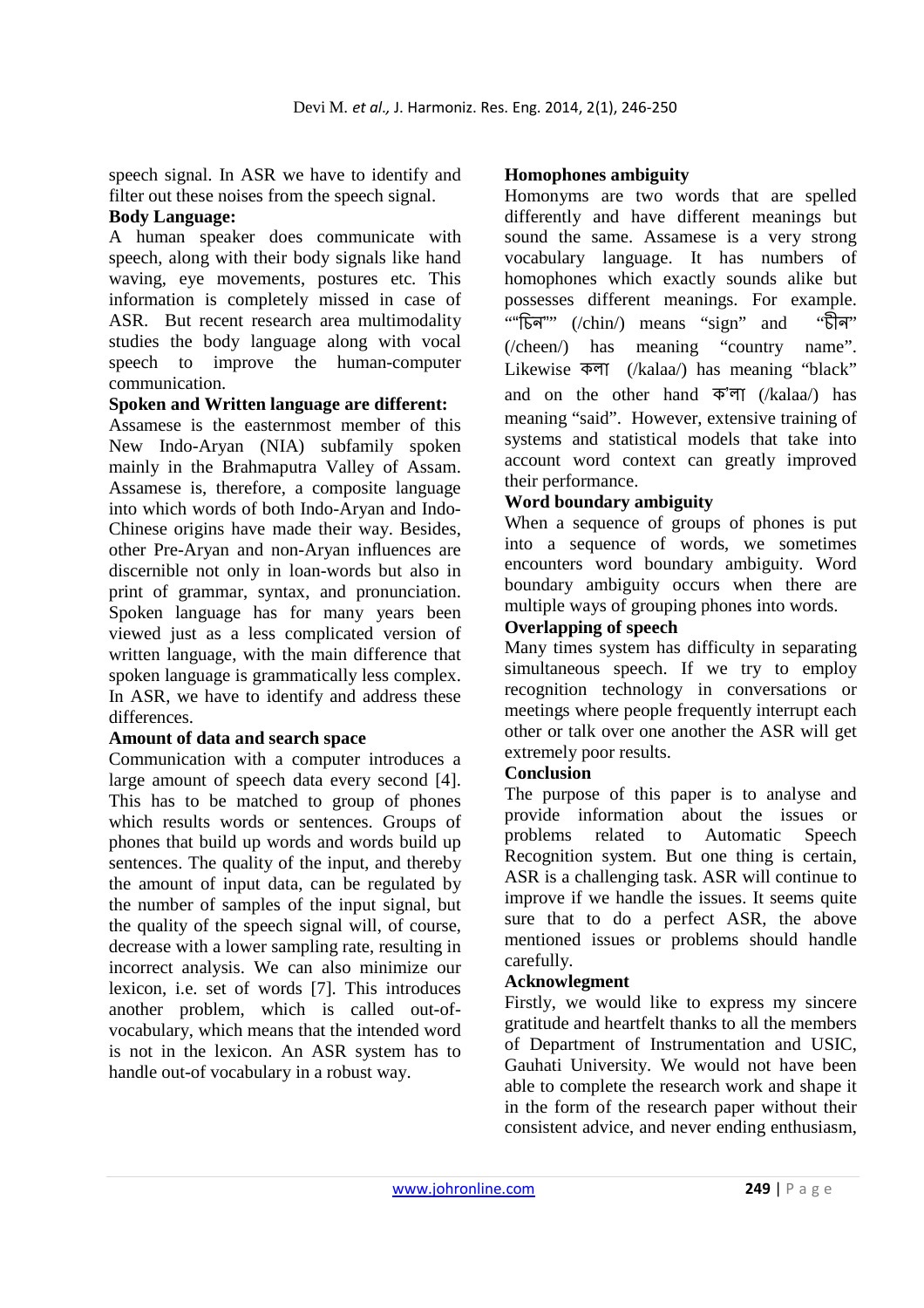speech signal. In ASR we have to identify and filter out these noises from the speech signal.

**Body Language:**

A human speaker does communicate with speech, along with their body signals like hand waving, eye movements, postures etc. This information is completely missed in case of ASR. But recent research area multimodality studies the body language along with vocal speech to improve the human-computer communication.

**Spoken and Written language are different:**

Assamese is the easternmost member of this New Indo-Aryan (NIA) subfamily spoken mainly in the Brahmaputra Valley of Assam. Assamese is, therefore, a composite language into which words of both Indo-Aryan and Indo-Chinese origins have made their way. Besides, other Pre-Aryan and non-Aryan influences are discernible not only in loan-words but also in print of grammar, syntax, and pronunciation. Spoken language has for many years been viewed just as a less complicated version of written language, with the main difference that spoken language is grammatically less complex. In ASR, we have to identify and address these differences.

**Amount of data and search space**

Communication with a computer introduces a large amount of speech data every second [4]. This has to be matched to group of phones which results words or sentences. Groups of phones that build up words and words build up sentences. The quality of the input, and thereby the amount of input data, can be regulated by the number of samples of the input signal, but the quality of the speech signal will, of course, decrease with a lower sampling rate, resulting in incorrect analysis. We can also minimize our lexicon, i.e. set of words [7]. This introduces another problem, which is called out-of-vocabulary, which means that the intended word is not in the lexicon. An ASR system has to handle out-of vocabulary in a robust way.

**Homophones ambiguity**

Homonyms are two words that are spelled differently and have different meanings but sound the same. Assamese is a very strong vocabulary language. It has numbers of homophones which exactly sounds alike but possesses different meanings. For example. ""চিন"" (/chin/) means "sign" and "চীন" (/cheen/) has meaning "country name". Likewise কলা (/kalaa/) has meaning "black" and on the other hand ক'লা (/kalaa/) has meaning "said". However, extensive training of systems and statistical models that take into account word context can greatly improved their performance.

**Word boundary ambiguity**

When a sequence of groups of phones is put into a sequence of words, we sometimes encounters word boundary ambiguity. Word boundary ambiguity occurs when there are multiple ways of grouping phones into words.

**Overlapping of speech**

Many times system has difficulty in separating simultaneous speech. If we try to employ recognition technology in conversations or meetings where people frequently interrupt each other or talk over one another the ASR will get extremely poor results.

**Conclusion**

The purpose of this paper is to analyse and provide information about the issues or problems related to Automatic Speech Recognition system. But one thing is certain, ASR is a challenging task. ASR will continue to improve if we handle the issues. It seems quite sure that to do a perfect ASR, the above mentioned issues or problems should handle carefully.

**Acknowlegment**

Firstly, we would like to express my sincere gratitude and heartfelt thanks to all the members of Department of Instrumentation and USIC, Gauhati University. We would not have been able to complete the research work and shape it in the form of the research paper without their consistent advice, and never ending enthusiasm,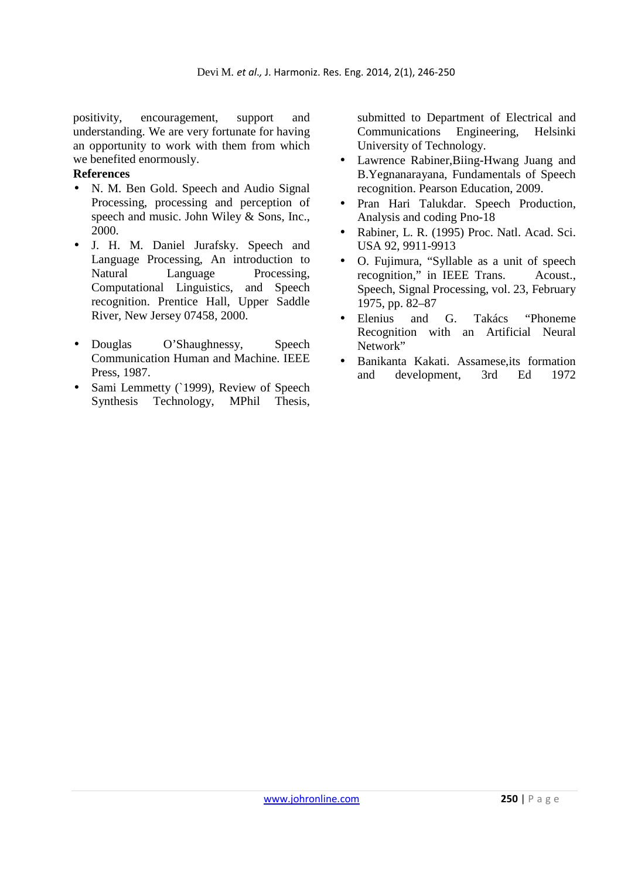positivity, encouragement, support and understanding. We are very fortunate for having an opportunity to work with them from which we benefited enormously.

**References**

- N. M. Ben Gold. Speech and Audio Signal Processing, processing and perception of speech and music. John Wiley & Sons, Inc., 2000.
- J. H. M. Daniel Jurafsky. Speech and Language Processing, An introduction to Natural Language Processing, Computational Linguistics, and Speech recognition. Prentice Hall, Upper Saddle River, New Jersey 07458, 2000.
- Douglas O'Shaughnessy, Speech Communication Human and Machine. IEEE Press, 1987.
- Sami Lemmetty (`1999), Review of Speech Synthesis Technology, MPhil Thesis, submitted to Department of Electrical and Communications Engineering, Helsinki University of Technology.
- Lawrence Rabiner,Biing-Hwang Juang and B.Yegnanarayana, Fundamentals of Speech recognition. Pearson Education, 2009.
- Pran Hari Talukdar. Speech Production, Analysis and coding Pno-18
- Rabiner, L. R. (1995) Proc. Natl. Acad. Sci. USA 92, 9911-9913
- O. Fujimura, "Syllable as a unit of speech recognition," in IEEE Trans. Acoust., Speech, Signal Processing, vol. 23, February 1975, pp. 82–87
- Elenius and G. Takács "Phoneme Recognition with an Artificial Neural Network"
- Banikanta Kakati. Assamese,its formation and development, 3rd Ed 1972